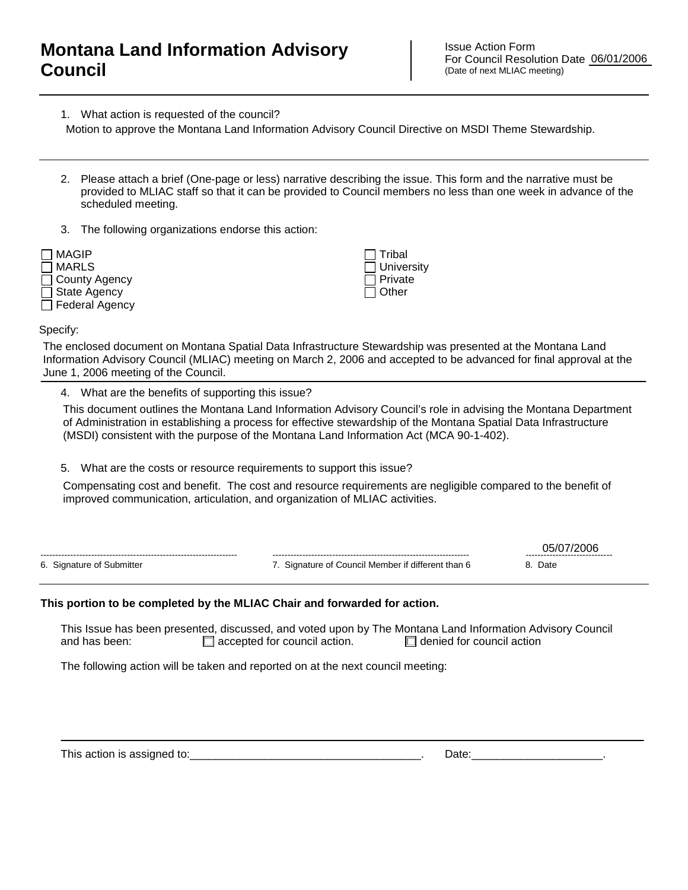# Montana Land Information Advisory Council

Issue Action Form
For Council Resolution Date 06/01/2006
(Date of next MLIAC meeting)

---

1. What action is requested of the council?

Motion to approve the Montana Land Information Advisory Council Directive on MSDI Theme Stewardship.

---

2. Please attach a brief (One-page or less) narrative describing the issue. This form and the narrative must be provided to MLIAC staff so that it can be provided to Council members no less than one week in advance of the scheduled meeting.

3. The following organizations endorse this action:

- ☐ MAGIP
- ☐ MARLS
- ☐ County Agency
- ☐ State Agency
- ☐ Federal Agency
- ☐ Tribal
- ☐ University
- ☐ Private
- ☐ Other

Specify:

The enclosed document on Montana Spatial Data Infrastructure Stewardship was presented at the Montana Land Information Advisory Council (MLIAC) meeting on March 2, 2006 and accepted to be advanced for final approval at the June 1, 2006 meeting of the Council.

---

4. What are the benefits of supporting this issue?

This document outlines the Montana Land Information Advisory Council's role in advising the Montana Department of Administration in establishing a process for effective stewardship of the Montana Spatial Data Infrastructure (MSDI) consistent with the purpose of the Montana Land Information Act (MCA 90-1-402).

5. What are the costs or resource requirements to support this issue?

Compensating cost and benefit. The cost and resource requirements are negligible compared to the benefit of improved communication, articulation, and organization of MLIAC activities.

| 6. Signature of Submitter | 7. Signature of Council Member if different than 6 | 8. Date |
|---|---|---|
| | | 05/07/2006 |

---

**This portion to be completed by the MLIAC Chair and forwarded for action.**

This Issue has been presented, discussed, and voted upon by The Montana Land Information Advisory Council and has been: ☐ accepted for council action. ☐ denied for council action

The following action will be taken and reported on at the next council meeting:

---

This action is assigned to:\_\_\_\_\_\_\_\_\_\_\_\_\_\_\_\_\_\_\_\_\_\_\_\_\_\_\_\_\_\_\_\_\_\_\_\_\_. Date:\_\_\_\_\_\_\_\_\_\_\_\_\_\_\_\_\_\_\_\_\_.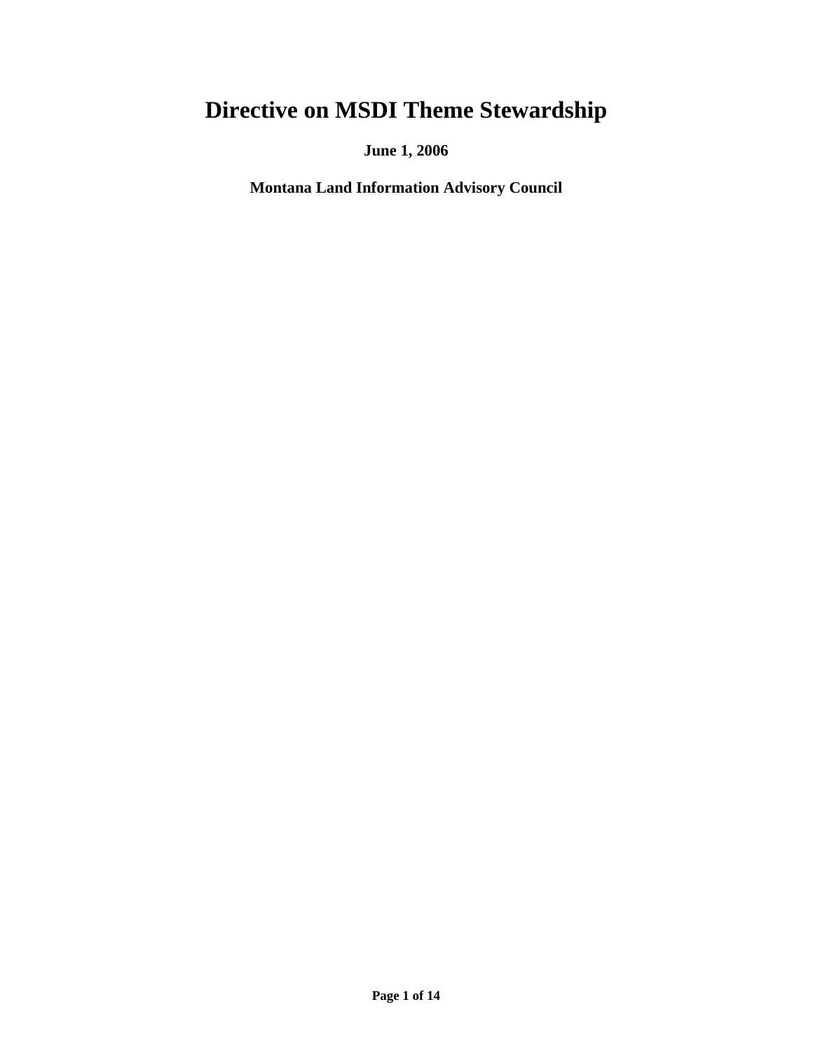# Directive on MSDI Theme Stewardship

**June 1, 2006**

**Montana Land Information Advisory Council**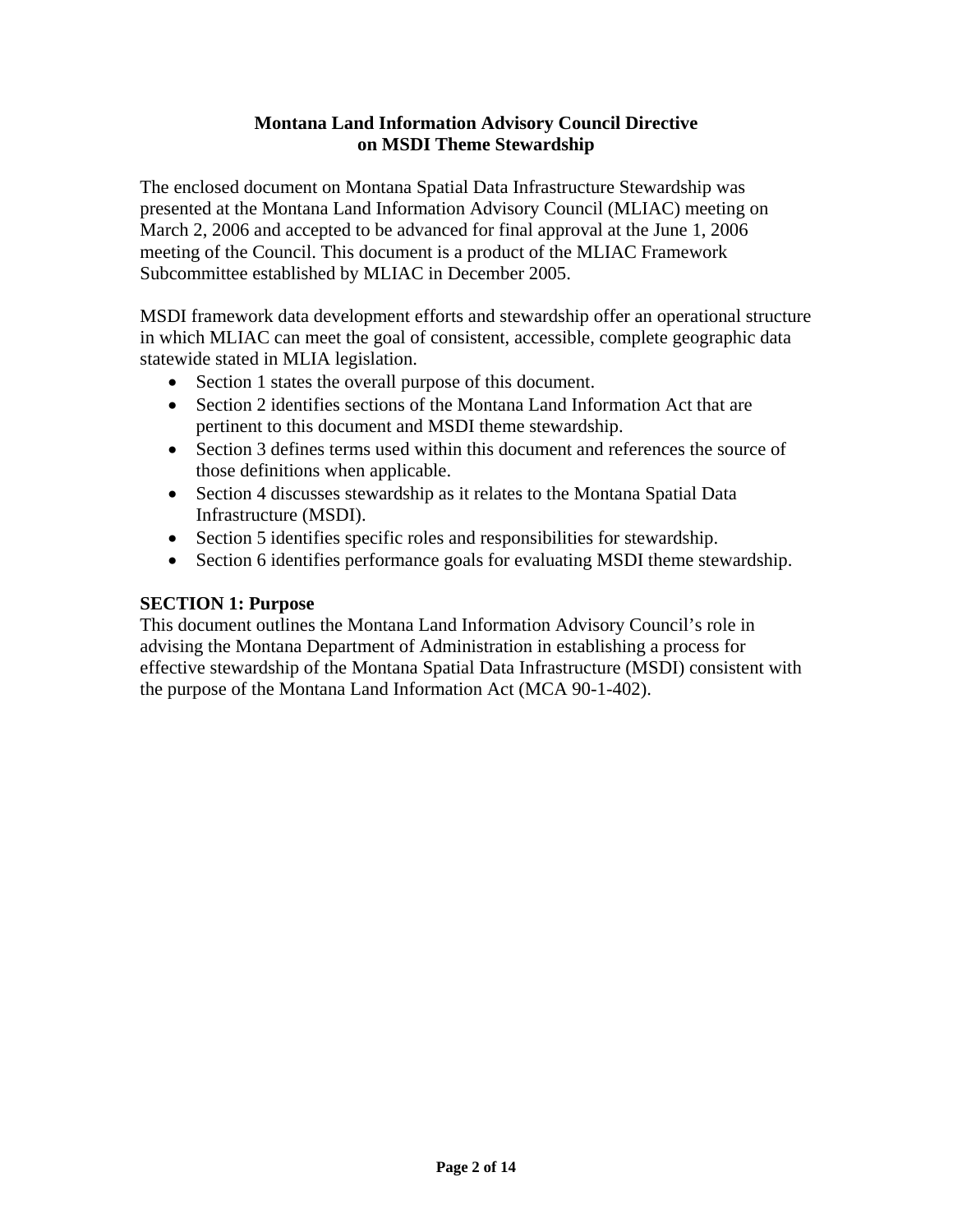**Montana Land Information Advisory Council Directive**
**on MSDI Theme Stewardship**

The enclosed document on Montana Spatial Data Infrastructure Stewardship was presented at the Montana Land Information Advisory Council (MLIAC) meeting on March 2, 2006 and accepted to be advanced for final approval at the June 1, 2006 meeting of the Council. This document is a product of the MLIAC Framework Subcommittee established by MLIAC in December 2005.

MSDI framework data development efforts and stewardship offer an operational structure in which MLIAC can meet the goal of consistent, accessible, complete geographic data statewide stated in MLIA legislation.

- Section 1 states the overall purpose of this document.
- Section 2 identifies sections of the Montana Land Information Act that are pertinent to this document and MSDI theme stewardship.
- Section 3 defines terms used within this document and references the source of those definitions when applicable.
- Section 4 discusses stewardship as it relates to the Montana Spatial Data Infrastructure (MSDI).
- Section 5 identifies specific roles and responsibilities for stewardship.
- Section 6 identifies performance goals for evaluating MSDI theme stewardship.

## SECTION 1: Purpose

This document outlines the Montana Land Information Advisory Council's role in advising the Montana Department of Administration in establishing a process for effective stewardship of the Montana Spatial Data Infrastructure (MSDI) consistent with the purpose of the Montana Land Information Act (MCA 90-1-402).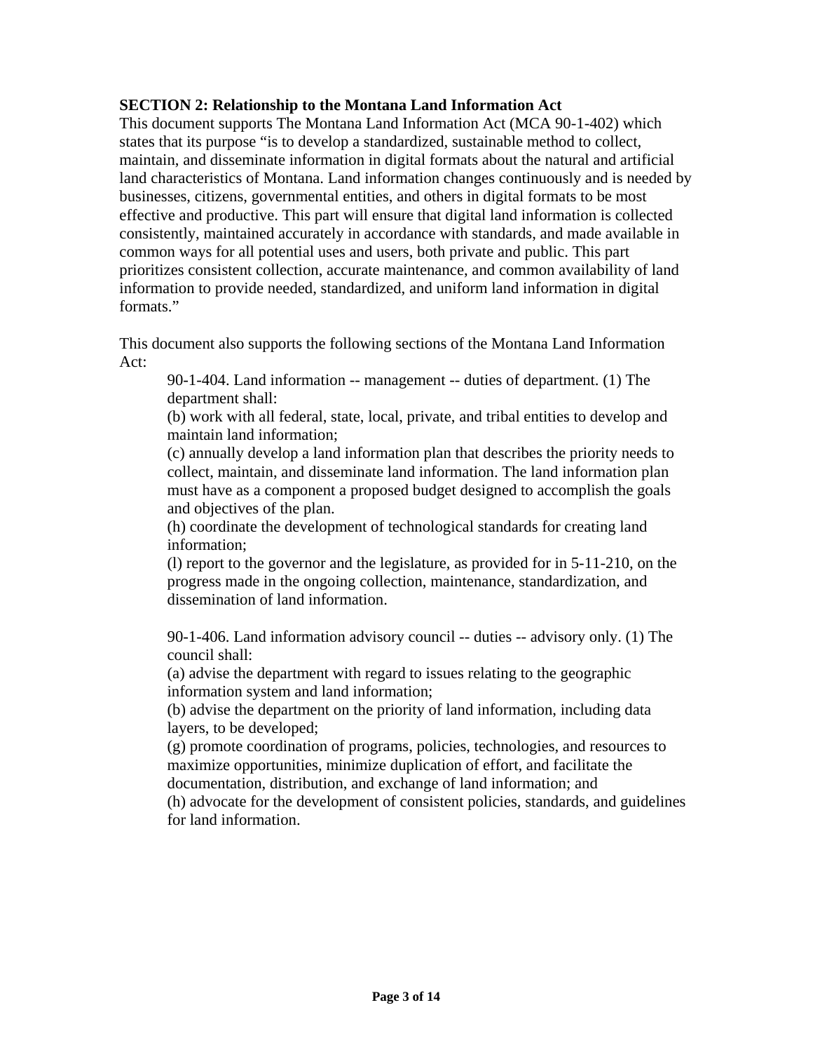**SECTION 2: Relationship to the Montana Land Information Act**

This document supports The Montana Land Information Act (MCA 90-1-402) which states that its purpose "is to develop a standardized, sustainable method to collect, maintain, and disseminate information in digital formats about the natural and artificial land characteristics of Montana. Land information changes continuously and is needed by businesses, citizens, governmental entities, and others in digital formats to be most effective and productive. This part will ensure that digital land information is collected consistently, maintained accurately in accordance with standards, and made available in common ways for all potential uses and users, both private and public. This part prioritizes consistent collection, accurate maintenance, and common availability of land information to provide needed, standardized, and uniform land information in digital formats."

This document also supports the following sections of the Montana Land Information Act:

> 90-1-404. Land information -- management -- duties of department. (1) The department shall:
>
> (b) work with all federal, state, local, private, and tribal entities to develop and maintain land information;
>
> (c) annually develop a land information plan that describes the priority needs to collect, maintain, and disseminate land information. The land information plan must have as a component a proposed budget designed to accomplish the goals and objectives of the plan.
>
> (h) coordinate the development of technological standards for creating land information;
>
> (l) report to the governor and the legislature, as provided for in 5-11-210, on the progress made in the ongoing collection, maintenance, standardization, and dissemination of land information.
>
> 90-1-406. Land information advisory council -- duties -- advisory only. (1) The council shall:
>
> (a) advise the department with regard to issues relating to the geographic information system and land information;
>
> (b) advise the department on the priority of land information, including data layers, to be developed;
>
> (g) promote coordination of programs, policies, technologies, and resources to maximize opportunities, minimize duplication of effort, and facilitate the documentation, distribution, and exchange of land information; and
>
> (h) advocate for the development of consistent policies, standards, and guidelines for land information.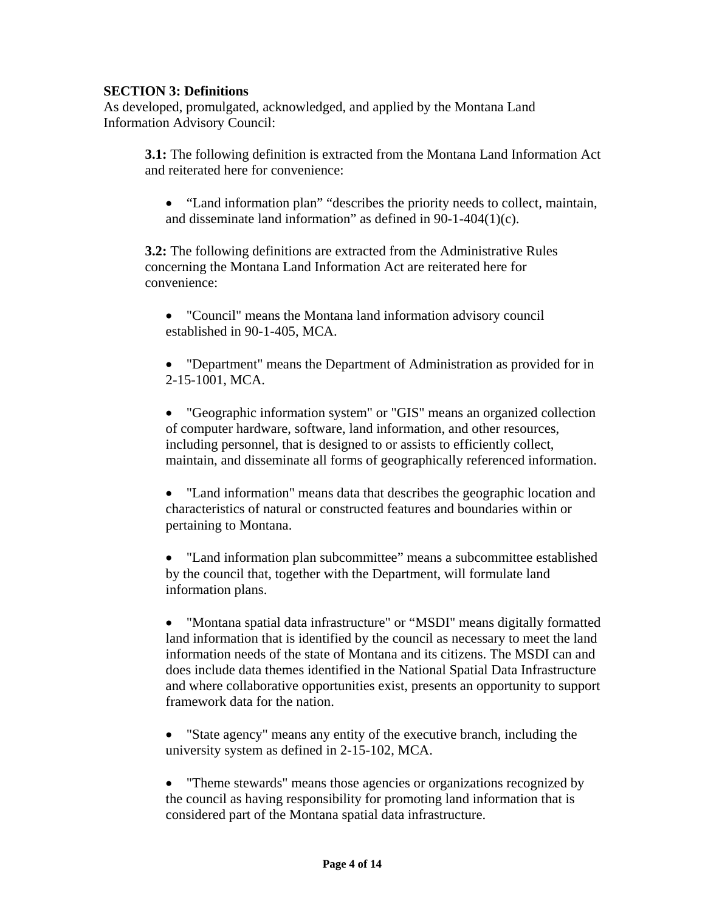**SECTION 3: Definitions**

As developed, promulgated, acknowledged, and applied by the Montana Land Information Advisory Council:

**3.1:** The following definition is extracted from the Montana Land Information Act and reiterated here for convenience:

- "Land information plan" "describes the priority needs to collect, maintain, and disseminate land information" as defined in 90-1-404(1)(c).

**3.2:** The following definitions are extracted from the Administrative Rules concerning the Montana Land Information Act are reiterated here for convenience:

- "Council" means the Montana land information advisory council established in 90-1-405, MCA.

- "Department" means the Department of Administration as provided for in 2-15-1001, MCA.

- "Geographic information system" or "GIS" means an organized collection of computer hardware, software, land information, and other resources, including personnel, that is designed to or assists to efficiently collect, maintain, and disseminate all forms of geographically referenced information.

- "Land information" means data that describes the geographic location and characteristics of natural or constructed features and boundaries within or pertaining to Montana.

- "Land information plan subcommittee" means a subcommittee established by the council that, together with the Department, will formulate land information plans.

- "Montana spatial data infrastructure" or "MSDI" means digitally formatted land information that is identified by the council as necessary to meet the land information needs of the state of Montana and its citizens. The MSDI can and does include data themes identified in the National Spatial Data Infrastructure and where collaborative opportunities exist, presents an opportunity to support framework data for the nation.

- "State agency" means any entity of the executive branch, including the university system as defined in 2-15-102, MCA.

- "Theme stewards" means those agencies or organizations recognized by the council as having responsibility for promoting land information that is considered part of the Montana spatial data infrastructure.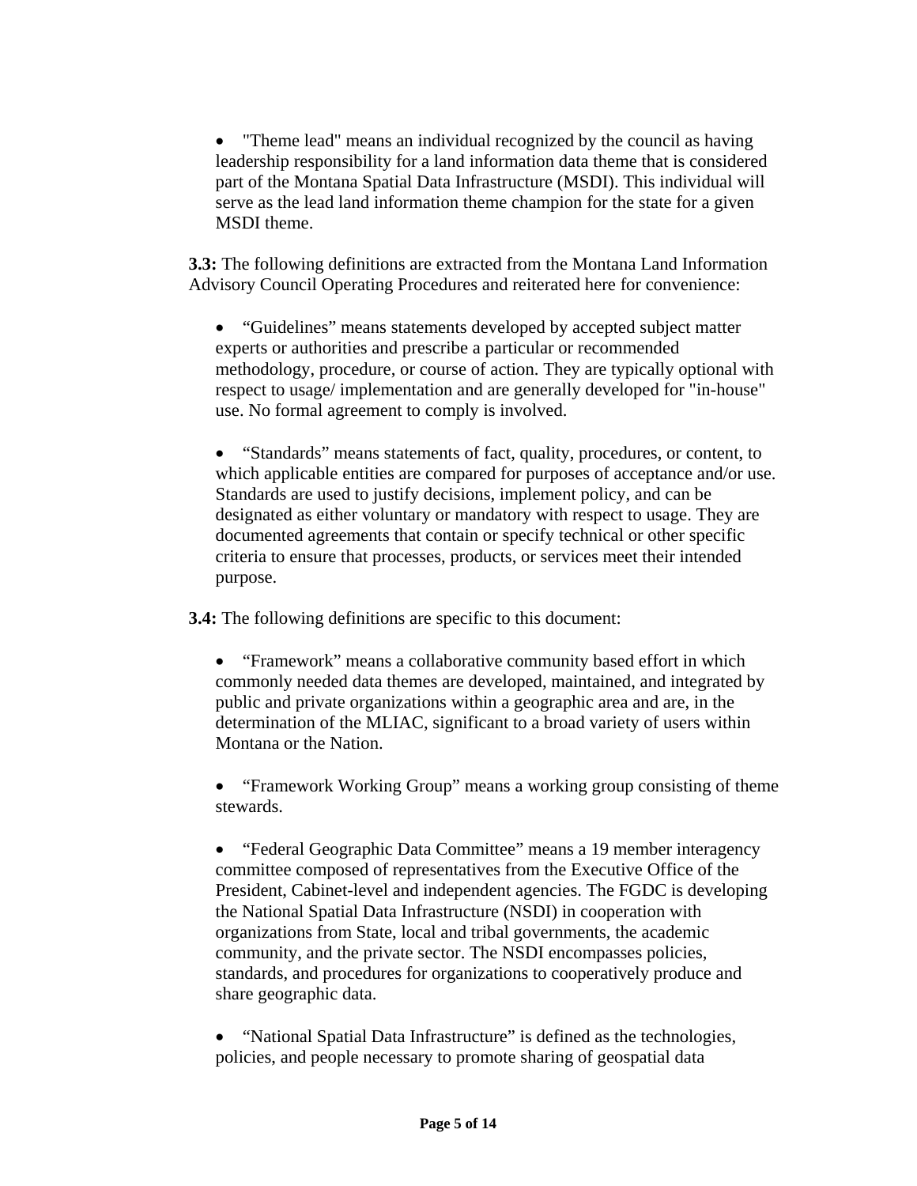- "Theme lead" means an individual recognized by the council as having leadership responsibility for a land information data theme that is considered part of the Montana Spatial Data Infrastructure (MSDI). This individual will serve as the lead land information theme champion for the state for a given MSDI theme.

**3.3:** The following definitions are extracted from the Montana Land Information Advisory Council Operating Procedures and reiterated here for convenience:

- "Guidelines" means statements developed by accepted subject matter experts or authorities and prescribe a particular or recommended methodology, procedure, or course of action. They are typically optional with respect to usage/ implementation and are generally developed for "in-house" use. No formal agreement to comply is involved.

- "Standards" means statements of fact, quality, procedures, or content, to which applicable entities are compared for purposes of acceptance and/or use. Standards are used to justify decisions, implement policy, and can be designated as either voluntary or mandatory with respect to usage. They are documented agreements that contain or specify technical or other specific criteria to ensure that processes, products, or services meet their intended purpose.

**3.4:** The following definitions are specific to this document:

- "Framework" means a collaborative community based effort in which commonly needed data themes are developed, maintained, and integrated by public and private organizations within a geographic area and are, in the determination of the MLIAC, significant to a broad variety of users within Montana or the Nation.

- "Framework Working Group" means a working group consisting of theme stewards.

- "Federal Geographic Data Committee" means a 19 member interagency committee composed of representatives from the Executive Office of the President, Cabinet-level and independent agencies. The FGDC is developing the National Spatial Data Infrastructure (NSDI) in cooperation with organizations from State, local and tribal governments, the academic community, and the private sector. The NSDI encompasses policies, standards, and procedures for organizations to cooperatively produce and share geographic data.

- "National Spatial Data Infrastructure" is defined as the technologies, policies, and people necessary to promote sharing of geospatial data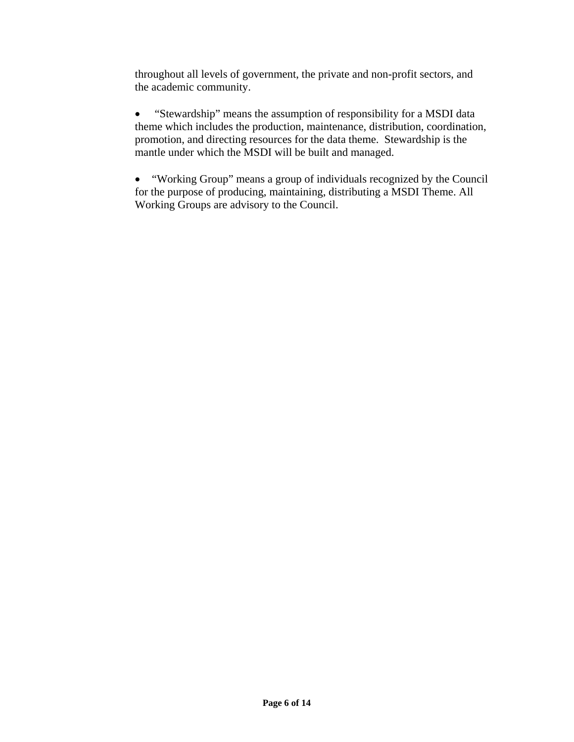throughout all levels of government, the private and non-profit sectors, and the academic community.

- "Stewardship" means the assumption of responsibility for a MSDI data theme which includes the production, maintenance, distribution, coordination, promotion, and directing resources for the data theme. Stewardship is the mantle under which the MSDI will be built and managed.

- "Working Group" means a group of individuals recognized by the Council for the purpose of producing, maintaining, distributing a MSDI Theme. All Working Groups are advisory to the Council.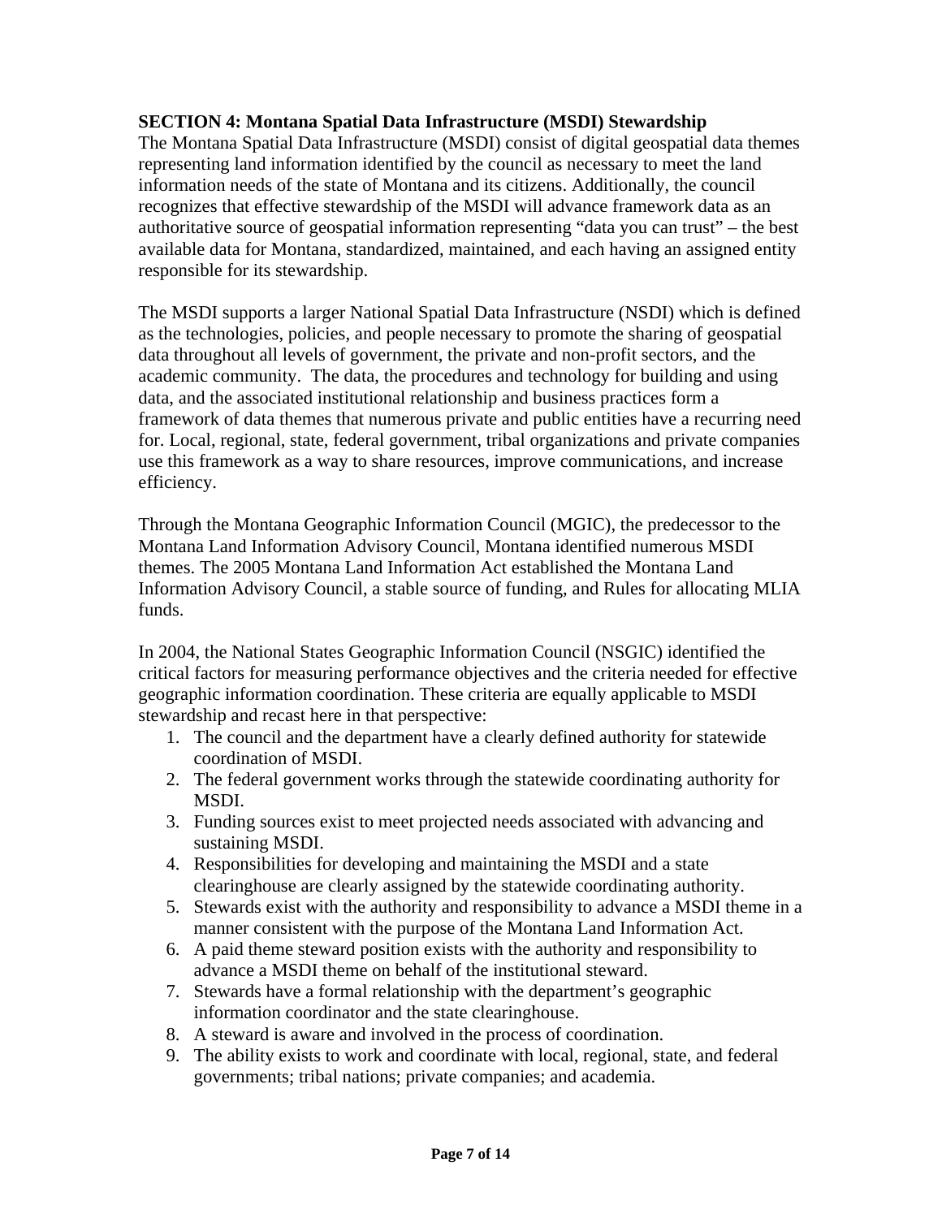**SECTION 4: Montana Spatial Data Infrastructure (MSDI) Stewardship**

The Montana Spatial Data Infrastructure (MSDI) consist of digital geospatial data themes representing land information identified by the council as necessary to meet the land information needs of the state of Montana and its citizens. Additionally, the council recognizes that effective stewardship of the MSDI will advance framework data as an authoritative source of geospatial information representing "data you can trust" – the best available data for Montana, standardized, maintained, and each having an assigned entity responsible for its stewardship.

The MSDI supports a larger National Spatial Data Infrastructure (NSDI) which is defined as the technologies, policies, and people necessary to promote the sharing of geospatial data throughout all levels of government, the private and non-profit sectors, and the academic community. The data, the procedures and technology for building and using data, and the associated institutional relationship and business practices form a framework of data themes that numerous private and public entities have a recurring need for. Local, regional, state, federal government, tribal organizations and private companies use this framework as a way to share resources, improve communications, and increase efficiency.

Through the Montana Geographic Information Council (MGIC), the predecessor to the Montana Land Information Advisory Council, Montana identified numerous MSDI themes. The 2005 Montana Land Information Act established the Montana Land Information Advisory Council, a stable source of funding, and Rules for allocating MLIA funds.

In 2004, the National States Geographic Information Council (NSGIC) identified the critical factors for measuring performance objectives and the criteria needed for effective geographic information coordination. These criteria are equally applicable to MSDI stewardship and recast here in that perspective:

1. The council and the department have a clearly defined authority for statewide coordination of MSDI.
2. The federal government works through the statewide coordinating authority for MSDI.
3. Funding sources exist to meet projected needs associated with advancing and sustaining MSDI.
4. Responsibilities for developing and maintaining the MSDI and a state clearinghouse are clearly assigned by the statewide coordinating authority.
5. Stewards exist with the authority and responsibility to advance a MSDI theme in a manner consistent with the purpose of the Montana Land Information Act.
6. A paid theme steward position exists with the authority and responsibility to advance a MSDI theme on behalf of the institutional steward.
7. Stewards have a formal relationship with the department's geographic information coordinator and the state clearinghouse.
8. A steward is aware and involved in the process of coordination.
9. The ability exists to work and coordinate with local, regional, state, and federal governments; tribal nations; private companies; and academia.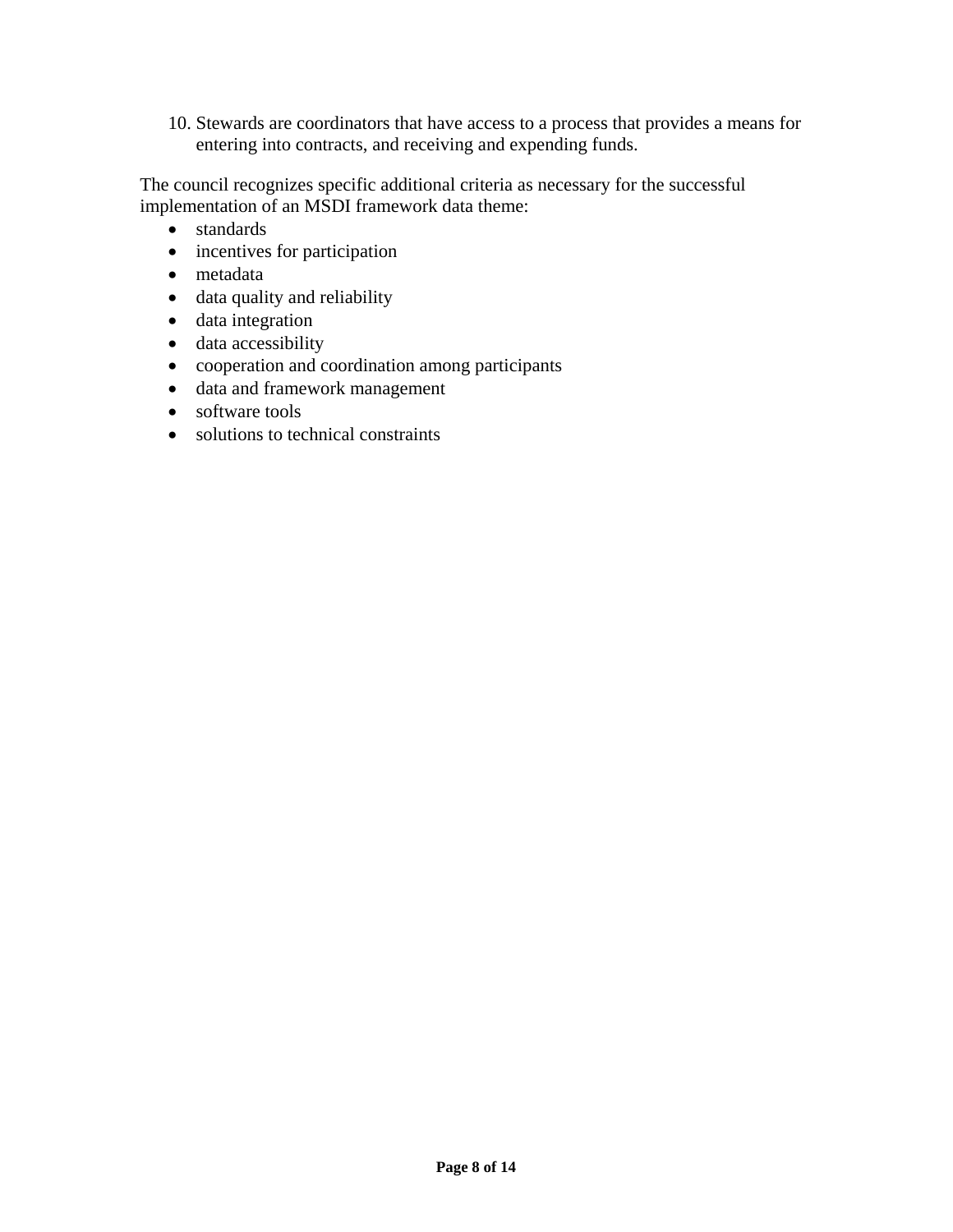10. Stewards are coordinators that have access to a process that provides a means for entering into contracts, and receiving and expending funds.

The council recognizes specific additional criteria as necessary for the successful implementation of an MSDI framework data theme:

- standards
- incentives for participation
- metadata
- data quality and reliability
- data integration
- data accessibility
- cooperation and coordination among participants
- data and framework management
- software tools
- solutions to technical constraints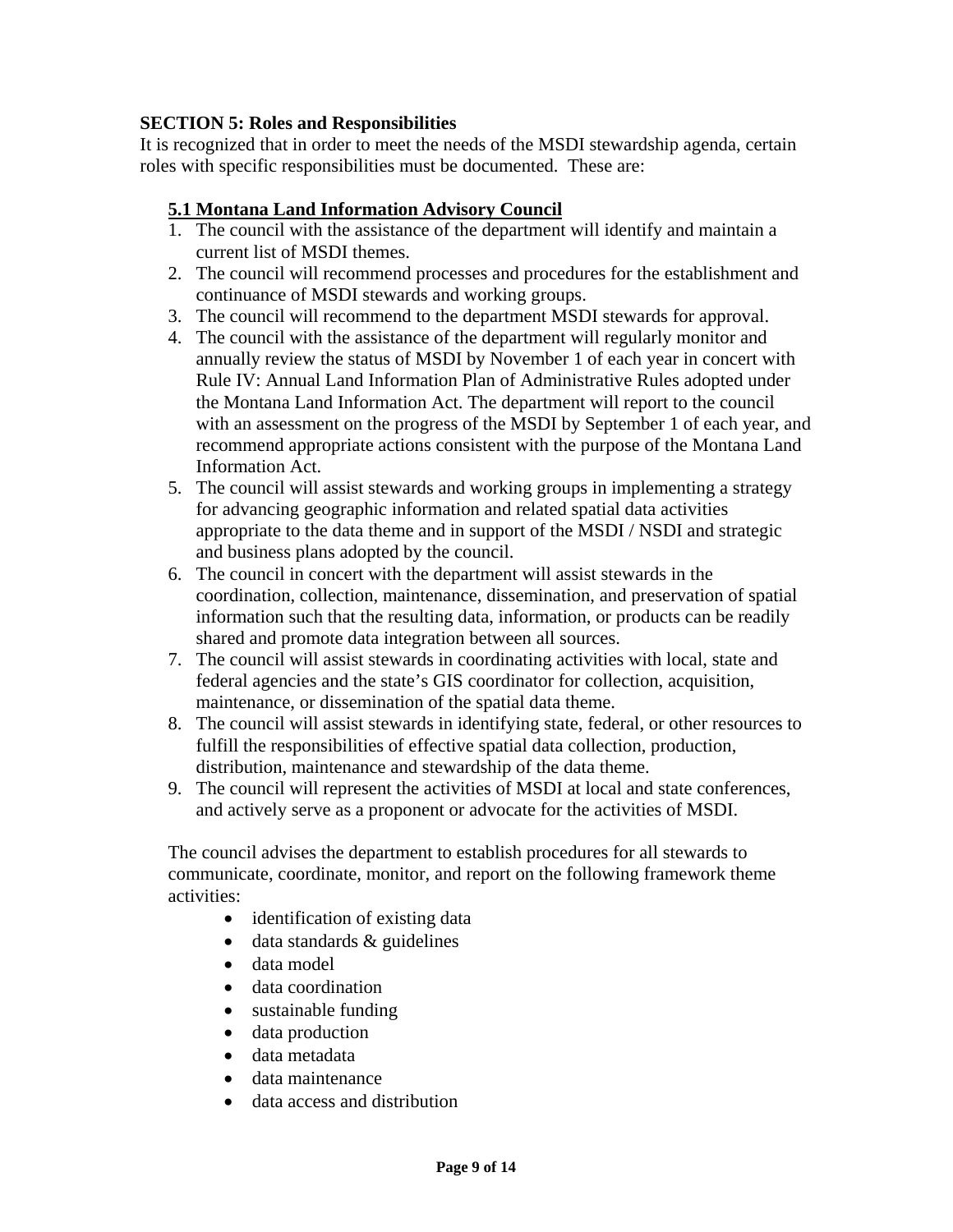**SECTION 5: Roles and Responsibilities**

It is recognized that in order to meet the needs of the MSDI stewardship agenda, certain roles with specific responsibilities must be documented. These are:

### 5.1 Montana Land Information Advisory Council

1. The council with the assistance of the department will identify and maintain a current list of MSDI themes.
2. The council will recommend processes and procedures for the establishment and continuance of MSDI stewards and working groups.
3. The council will recommend to the department MSDI stewards for approval.
4. The council with the assistance of the department will regularly monitor and annually review the status of MSDI by November 1 of each year in concert with Rule IV: Annual Land Information Plan of Administrative Rules adopted under the Montana Land Information Act. The department will report to the council with an assessment on the progress of the MSDI by September 1 of each year, and recommend appropriate actions consistent with the purpose of the Montana Land Information Act.
5. The council will assist stewards and working groups in implementing a strategy for advancing geographic information and related spatial data activities appropriate to the data theme and in support of the MSDI / NSDI and strategic and business plans adopted by the council.
6. The council in concert with the department will assist stewards in the coordination, collection, maintenance, dissemination, and preservation of spatial information such that the resulting data, information, or products can be readily shared and promote data integration between all sources.
7. The council will assist stewards in coordinating activities with local, state and federal agencies and the state's GIS coordinator for collection, acquisition, maintenance, or dissemination of the spatial data theme.
8. The council will assist stewards in identifying state, federal, or other resources to fulfill the responsibilities of effective spatial data collection, production, distribution, maintenance and stewardship of the data theme.
9. The council will represent the activities of MSDI at local and state conferences, and actively serve as a proponent or advocate for the activities of MSDI.

The council advises the department to establish procedures for all stewards to communicate, coordinate, monitor, and report on the following framework theme activities:

- identification of existing data
- data standards & guidelines
- data model
- data coordination
- sustainable funding
- data production
- data metadata
- data maintenance
- data access and distribution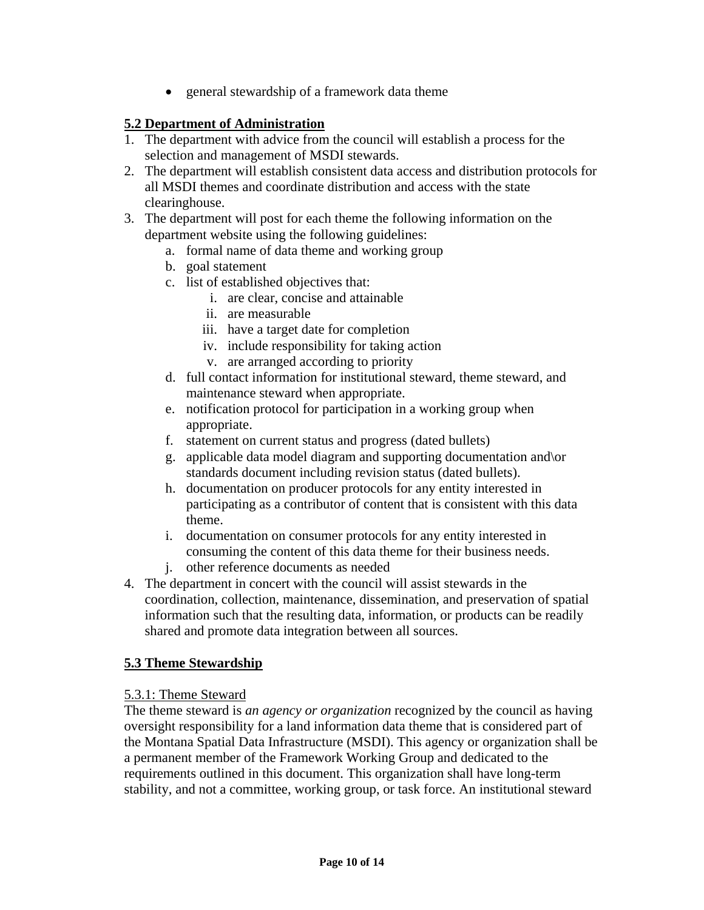- general stewardship of a framework data theme

## 5.2 Department of Administration

1. The department with advice from the council will establish a process for the selection and management of MSDI stewards.
2. The department will establish consistent data access and distribution protocols for all MSDI themes and coordinate distribution and access with the state clearinghouse.
3. The department will post for each theme the following information on the department website using the following guidelines:
   a. formal name of data theme and working group
   b. goal statement
   c. list of established objectives that:
      i. are clear, concise and attainable
      ii. are measurable
      iii. have a target date for completion
      iv. include responsibility for taking action
      v. are arranged according to priority
   d. full contact information for institutional steward, theme steward, and maintenance steward when appropriate.
   e. notification protocol for participation in a working group when appropriate.
   f. statement on current status and progress (dated bullets)
   g. applicable data model diagram and supporting documentation and\or standards document including revision status (dated bullets).
   h. documentation on producer protocols for any entity interested in participating as a contributor of content that is consistent with this data theme.
   i. documentation on consumer protocols for any entity interested in consuming the content of this data theme for their business needs.
   j. other reference documents as needed
4. The department in concert with the council will assist stewards in the coordination, collection, maintenance, dissemination, and preservation of spatial information such that the resulting data, information, or products can be readily shared and promote data integration between all sources.

## 5.3 Theme Stewardship

5.3.1: Theme Steward

The theme steward is *an agency or organization* recognized by the council as having oversight responsibility for a land information data theme that is considered part of the Montana Spatial Data Infrastructure (MSDI). This agency or organization shall be a permanent member of the Framework Working Group and dedicated to the requirements outlined in this document. This organization shall have long-term stability, and not a committee, working group, or task force. An institutional steward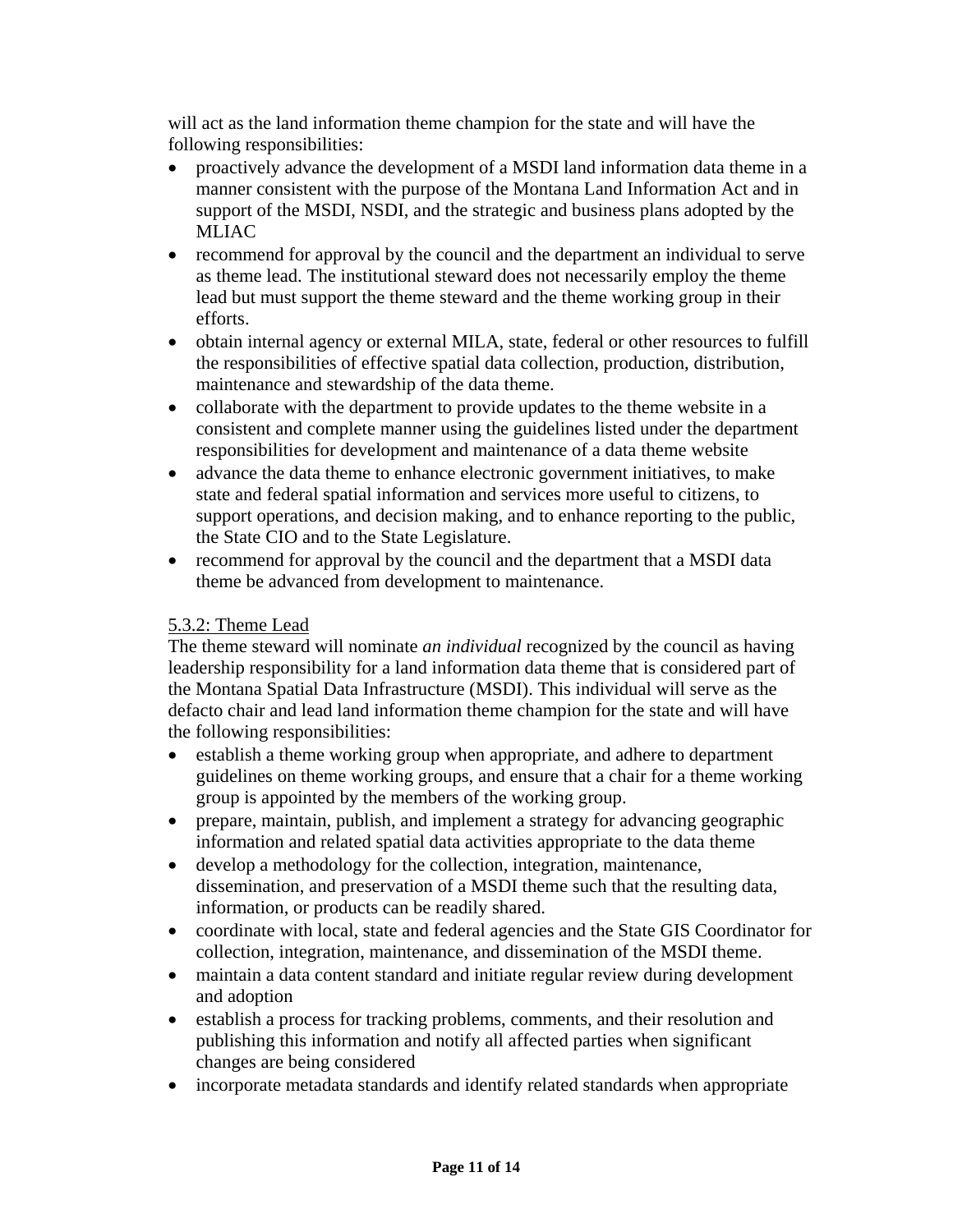will act as the land information theme champion for the state and will have the following responsibilities:

- proactively advance the development of a MSDI land information data theme in a manner consistent with the purpose of the Montana Land Information Act and in support of the MSDI, NSDI, and the strategic and business plans adopted by the MLIAC
- recommend for approval by the council and the department an individual to serve as theme lead. The institutional steward does not necessarily employ the theme lead but must support the theme steward and the theme working group in their efforts.
- obtain internal agency or external MILA, state, federal or other resources to fulfill the responsibilities of effective spatial data collection, production, distribution, maintenance and stewardship of the data theme.
- collaborate with the department to provide updates to the theme website in a consistent and complete manner using the guidelines listed under the department responsibilities for development and maintenance of a data theme website
- advance the data theme to enhance electronic government initiatives, to make state and federal spatial information and services more useful to citizens, to support operations, and decision making, and to enhance reporting to the public, the State CIO and to the State Legislature.
- recommend for approval by the council and the department that a MSDI data theme be advanced from development to maintenance.

5.3.2: Theme Lead

The theme steward will nominate *an individual* recognized by the council as having leadership responsibility for a land information data theme that is considered part of the Montana Spatial Data Infrastructure (MSDI). This individual will serve as the defacto chair and lead land information theme champion for the state and will have the following responsibilities:

- establish a theme working group when appropriate, and adhere to department guidelines on theme working groups, and ensure that a chair for a theme working group is appointed by the members of the working group.
- prepare, maintain, publish, and implement a strategy for advancing geographic information and related spatial data activities appropriate to the data theme
- develop a methodology for the collection, integration, maintenance, dissemination, and preservation of a MSDI theme such that the resulting data, information, or products can be readily shared.
- coordinate with local, state and federal agencies and the State GIS Coordinator for collection, integration, maintenance, and dissemination of the MSDI theme.
- maintain a data content standard and initiate regular review during development and adoption
- establish a process for tracking problems, comments, and their resolution and publishing this information and notify all affected parties when significant changes are being considered
- incorporate metadata standards and identify related standards when appropriate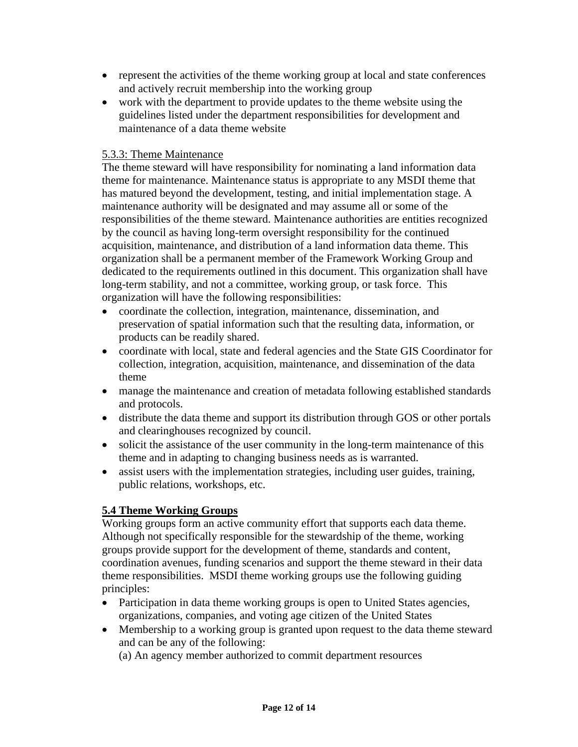- represent the activities of the theme working group at local and state conferences and actively recruit membership into the working group
- work with the department to provide updates to the theme website using the guidelines listed under the department responsibilities for development and maintenance of a data theme website

5.3.3: Theme Maintenance

The theme steward will have responsibility for nominating a land information data theme for maintenance. Maintenance status is appropriate to any MSDI theme that has matured beyond the development, testing, and initial implementation stage. A maintenance authority will be designated and may assume all or some of the responsibilities of the theme steward. Maintenance authorities are entities recognized by the council as having long-term oversight responsibility for the continued acquisition, maintenance, and distribution of a land information data theme. This organization shall be a permanent member of the Framework Working Group and dedicated to the requirements outlined in this document. This organization shall have long-term stability, and not a committee, working group, or task force. This organization will have the following responsibilities:

- coordinate the collection, integration, maintenance, dissemination, and preservation of spatial information such that the resulting data, information, or products can be readily shared.
- coordinate with local, state and federal agencies and the State GIS Coordinator for collection, integration, acquisition, maintenance, and dissemination of the data theme
- manage the maintenance and creation of metadata following established standards and protocols.
- distribute the data theme and support its distribution through GOS or other portals and clearinghouses recognized by council.
- solicit the assistance of the user community in the long-term maintenance of this theme and in adapting to changing business needs as is warranted.
- assist users with the implementation strategies, including user guides, training, public relations, workshops, etc.

## 5.4 Theme Working Groups

Working groups form an active community effort that supports each data theme. Although not specifically responsible for the stewardship of the theme, working groups provide support for the development of theme, standards and content, coordination avenues, funding scenarios and support the theme steward in their data theme responsibilities. MSDI theme working groups use the following guiding principles:

- Participation in data theme working groups is open to United States agencies, organizations, companies, and voting age citizen of the United States
- Membership to a working group is granted upon request to the data theme steward and can be any of the following:
  (a) An agency member authorized to commit department resources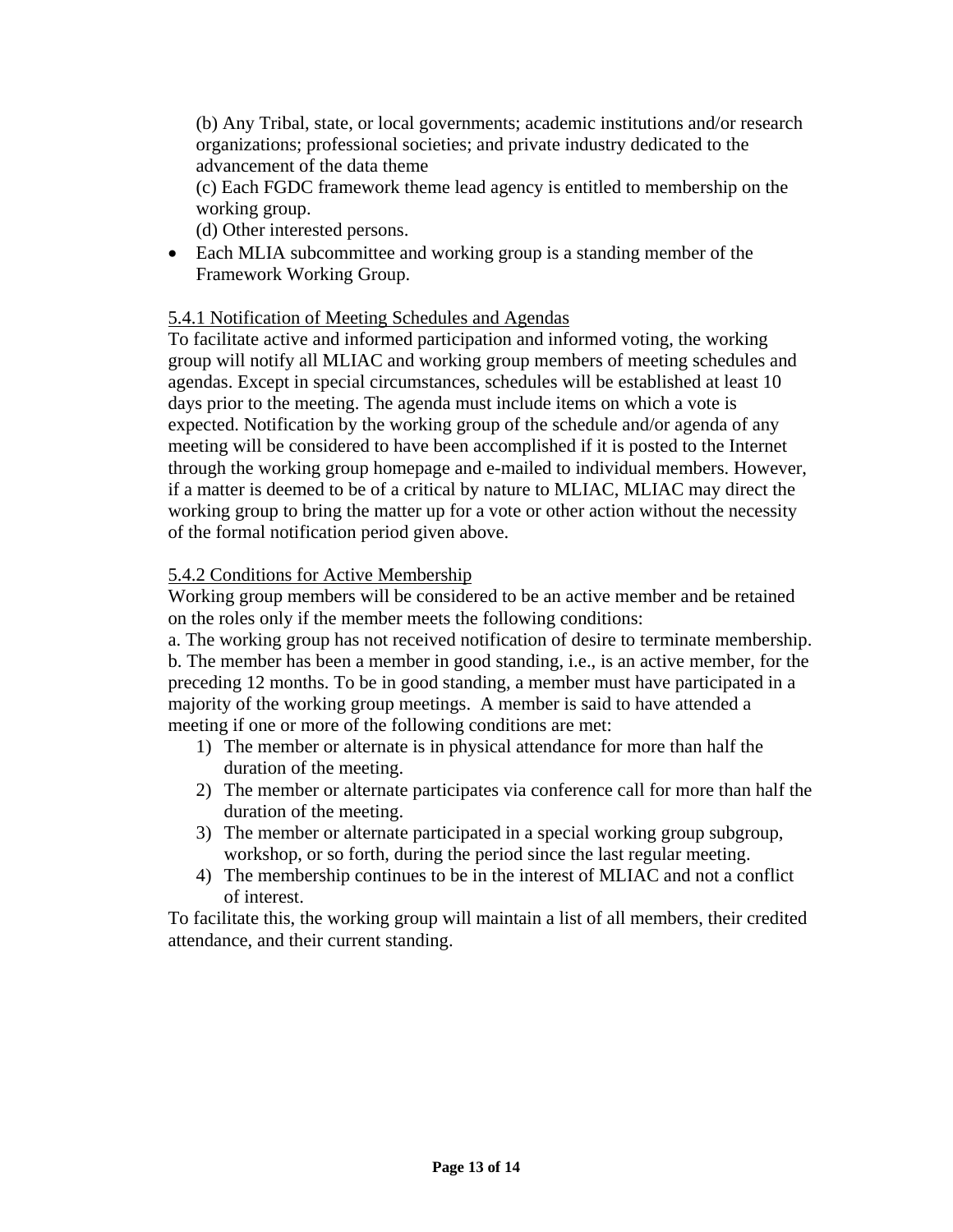(b) Any Tribal, state, or local governments; academic institutions and/or research organizations; professional societies; and private industry dedicated to the advancement of the data theme

(c) Each FGDC framework theme lead agency is entitled to membership on the working group.

(d) Other interested persons.

- Each MLIA subcommittee and working group is a standing member of the Framework Working Group.

5.4.1 Notification of Meeting Schedules and Agendas

To facilitate active and informed participation and informed voting, the working group will notify all MLIAC and working group members of meeting schedules and agendas. Except in special circumstances, schedules will be established at least 10 days prior to the meeting. The agenda must include items on which a vote is expected. Notification by the working group of the schedule and/or agenda of any meeting will be considered to have been accomplished if it is posted to the Internet through the working group homepage and e-mailed to individual members. However, if a matter is deemed to be of a critical by nature to MLIAC, MLIAC may direct the working group to bring the matter up for a vote or other action without the necessity of the formal notification period given above.

5.4.2 Conditions for Active Membership

Working group members will be considered to be an active member and be retained on the roles only if the member meets the following conditions:

a. The working group has not received notification of desire to terminate membership.

b. The member has been a member in good standing, i.e., is an active member, for the preceding 12 months. To be in good standing, a member must have participated in a majority of the working group meetings. A member is said to have attended a meeting if one or more of the following conditions are met:

1) The member or alternate is in physical attendance for more than half the duration of the meeting.
2) The member or alternate participates via conference call for more than half the duration of the meeting.
3) The member or alternate participated in a special working group subgroup, workshop, or so forth, during the period since the last regular meeting.
4) The membership continues to be in the interest of MLIAC and not a conflict of interest.

To facilitate this, the working group will maintain a list of all members, their credited attendance, and their current standing.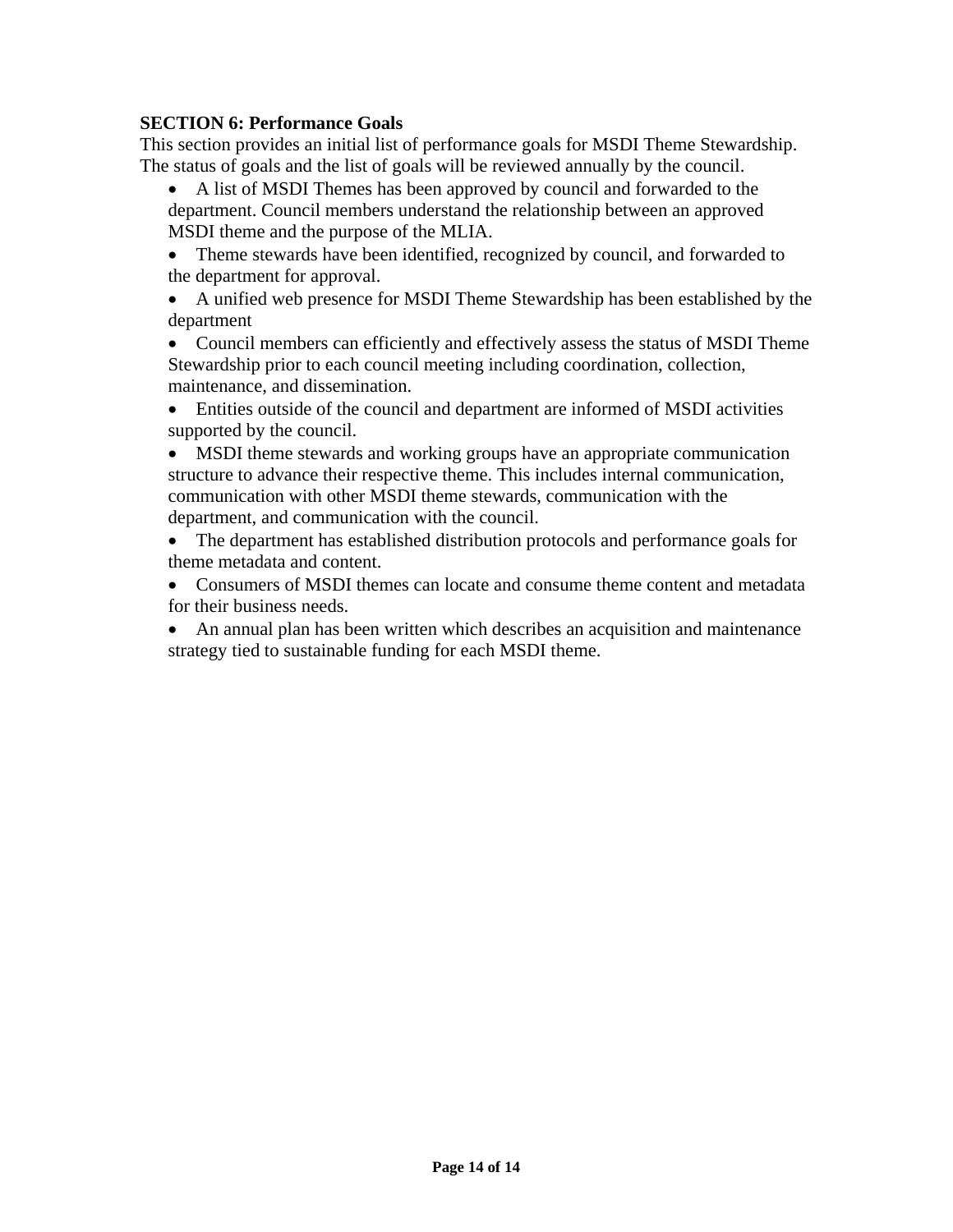**SECTION 6: Performance Goals**

This section provides an initial list of performance goals for MSDI Theme Stewardship. The status of goals and the list of goals will be reviewed annually by the council.

- A list of MSDI Themes has been approved by council and forwarded to the department. Council members understand the relationship between an approved MSDI theme and the purpose of the MLIA.
- Theme stewards have been identified, recognized by council, and forwarded to the department for approval.
- A unified web presence for MSDI Theme Stewardship has been established by the department
- Council members can efficiently and effectively assess the status of MSDI Theme Stewardship prior to each council meeting including coordination, collection, maintenance, and dissemination.
- Entities outside of the council and department are informed of MSDI activities supported by the council.
- MSDI theme stewards and working groups have an appropriate communication structure to advance their respective theme. This includes internal communication, communication with other MSDI theme stewards, communication with the department, and communication with the council.
- The department has established distribution protocols and performance goals for theme metadata and content.
- Consumers of MSDI themes can locate and consume theme content and metadata for their business needs.
- An annual plan has been written which describes an acquisition and maintenance strategy tied to sustainable funding for each MSDI theme.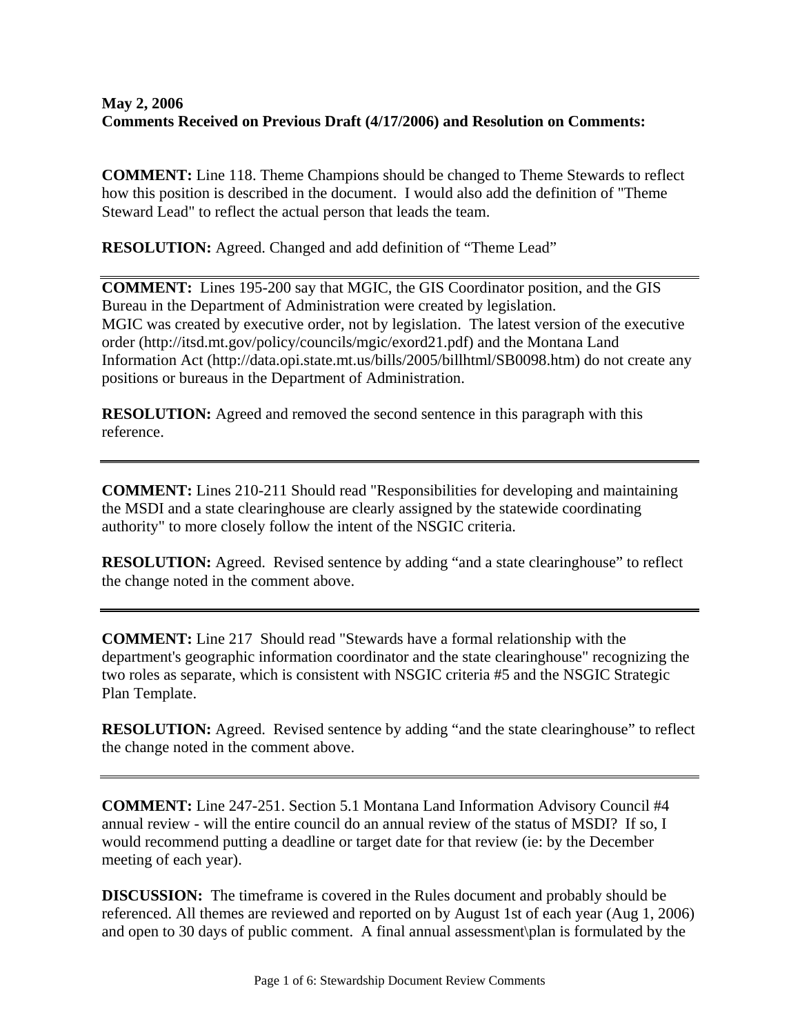**May 2, 2006**
**Comments Received on Previous Draft (4/17/2006) and Resolution on Comments:**

**COMMENT:** Line 118. Theme Champions should be changed to Theme Stewards to reflect how this position is described in the document. I would also add the definition of "Theme Steward Lead" to reflect the actual person that leads the team.

**RESOLUTION:** Agreed. Changed and add definition of "Theme Lead"

---

**COMMENT:** Lines 195-200 say that MGIC, the GIS Coordinator position, and the GIS Bureau in the Department of Administration were created by legislation.
MGIC was created by executive order, not by legislation. The latest version of the executive order (http://itsd.mt.gov/policy/councils/mgic/exord21.pdf) and the Montana Land Information Act (http://data.opi.state.mt.us/bills/2005/billhtml/SB0098.htm) do not create any positions or bureaus in the Department of Administration.

**RESOLUTION:** Agreed and removed the second sentence in this paragraph with this reference.

---

**COMMENT:** Lines 210-211 Should read "Responsibilities for developing and maintaining the MSDI and a state clearinghouse are clearly assigned by the statewide coordinating authority" to more closely follow the intent of the NSGIC criteria.

**RESOLUTION:** Agreed. Revised sentence by adding "and a state clearinghouse" to reflect the change noted in the comment above.

---

**COMMENT:** Line 217 Should read "Stewards have a formal relationship with the department's geographic information coordinator and the state clearinghouse" recognizing the two roles as separate, which is consistent with NSGIC criteria #5 and the NSGIC Strategic Plan Template.

**RESOLUTION:** Agreed. Revised sentence by adding "and the state clearinghouse" to reflect the change noted in the comment above.

---

**COMMENT:** Line 247-251. Section 5.1 Montana Land Information Advisory Council #4 annual review - will the entire council do an annual review of the status of MSDI? If so, I would recommend putting a deadline or target date for that review (ie: by the December meeting of each year).

**DISCUSSION:** The timeframe is covered in the Rules document and probably should be referenced. All themes are reviewed and reported on by August 1st of each year (Aug 1, 2006) and open to 30 days of public comment. A final annual assessment\plan is formulated by the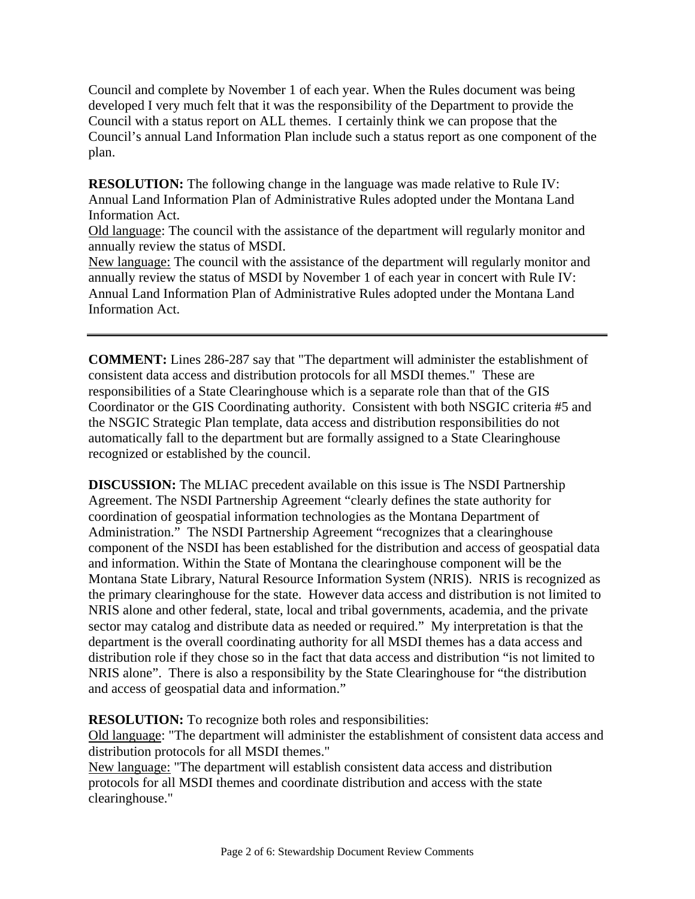Council and complete by November 1 of each year. When the Rules document was being developed I very much felt that it was the responsibility of the Department to provide the Council with a status report on ALL themes. I certainly think we can propose that the Council's annual Land Information Plan include such a status report as one component of the plan.

**RESOLUTION:** The following change in the language was made relative to Rule IV: Annual Land Information Plan of Administrative Rules adopted under the Montana Land Information Act.
<u>Old language</u>: The council with the assistance of the department will regularly monitor and annually review the status of MSDI.
<u>New language:</u> The council with the assistance of the department will regularly monitor and annually review the status of MSDI by November 1 of each year in concert with Rule IV: Annual Land Information Plan of Administrative Rules adopted under the Montana Land Information Act.

---

**COMMENT:** Lines 286-287 say that "The department will administer the establishment of consistent data access and distribution protocols for all MSDI themes." These are responsibilities of a State Clearinghouse which is a separate role than that of the GIS Coordinator or the GIS Coordinating authority. Consistent with both NSGIC criteria #5 and the NSGIC Strategic Plan template, data access and distribution responsibilities do not automatically fall to the department but are formally assigned to a State Clearinghouse recognized or established by the council.

**DISCUSSION:** The MLIAC precedent available on this issue is The NSDI Partnership Agreement. The NSDI Partnership Agreement "clearly defines the state authority for coordination of geospatial information technologies as the Montana Department of Administration." The NSDI Partnership Agreement "recognizes that a clearinghouse component of the NSDI has been established for the distribution and access of geospatial data and information. Within the State of Montana the clearinghouse component will be the Montana State Library, Natural Resource Information System (NRIS). NRIS is recognized as the primary clearinghouse for the state. However data access and distribution is not limited to NRIS alone and other federal, state, local and tribal governments, academia, and the private sector may catalog and distribute data as needed or required." My interpretation is that the department is the overall coordinating authority for all MSDI themes has a data access and distribution role if they chose so in the fact that data access and distribution "is not limited to NRIS alone". There is also a responsibility by the State Clearinghouse for "the distribution and access of geospatial data and information."

**RESOLUTION:** To recognize both roles and responsibilities:
<u>Old language</u>: "The department will administer the establishment of consistent data access and distribution protocols for all MSDI themes."
<u>New language:</u> "The department will establish consistent data access and distribution protocols for all MSDI themes and coordinate distribution and access with the state clearinghouse."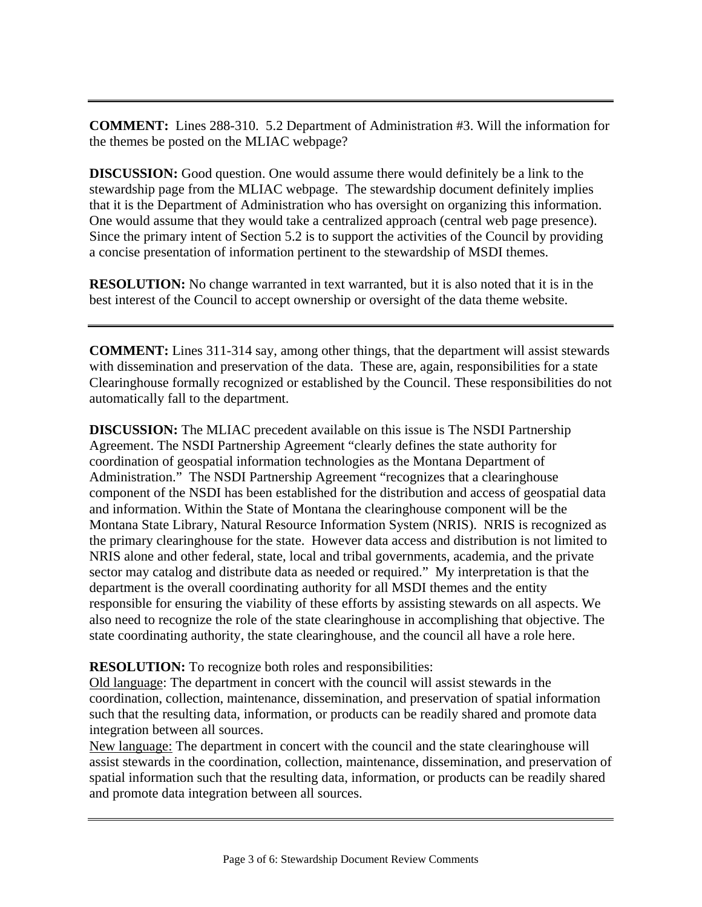---

**COMMENT:** Lines 288-310. 5.2 Department of Administration #3. Will the information for the themes be posted on the MLIAC webpage?

**DISCUSSION:** Good question. One would assume there would definitely be a link to the stewardship page from the MLIAC webpage. The stewardship document definitely implies that it is the Department of Administration who has oversight on organizing this information. One would assume that they would take a centralized approach (central web page presence). Since the primary intent of Section 5.2 is to support the activities of the Council by providing a concise presentation of information pertinent to the stewardship of MSDI themes.

**RESOLUTION:** No change warranted in text warranted, but it is also noted that it is in the best interest of the Council to accept ownership or oversight of the data theme website.

---

**COMMENT:** Lines 311-314 say, among other things, that the department will assist stewards with dissemination and preservation of the data. These are, again, responsibilities for a state Clearinghouse formally recognized or established by the Council. These responsibilities do not automatically fall to the department.

**DISCUSSION:** The MLIAC precedent available on this issue is The NSDI Partnership Agreement. The NSDI Partnership Agreement "clearly defines the state authority for coordination of geospatial information technologies as the Montana Department of Administration." The NSDI Partnership Agreement "recognizes that a clearinghouse component of the NSDI has been established for the distribution and access of geospatial data and information. Within the State of Montana the clearinghouse component will be the Montana State Library, Natural Resource Information System (NRIS). NRIS is recognized as the primary clearinghouse for the state. However data access and distribution is not limited to NRIS alone and other federal, state, local and tribal governments, academia, and the private sector may catalog and distribute data as needed or required." My interpretation is that the department is the overall coordinating authority for all MSDI themes and the entity responsible for ensuring the viability of these efforts by assisting stewards on all aspects. We also need to recognize the role of the state clearinghouse in accomplishing that objective. The state coordinating authority, the state clearinghouse, and the council all have a role here.

**RESOLUTION:** To recognize both roles and responsibilities:
Old language: The department in concert with the council will assist stewards in the coordination, collection, maintenance, dissemination, and preservation of spatial information such that the resulting data, information, or products can be readily shared and promote data integration between all sources.
New language: The department in concert with the council and the state clearinghouse will assist stewards in the coordination, collection, maintenance, dissemination, and preservation of spatial information such that the resulting data, information, or products can be readily shared and promote data integration between all sources.

---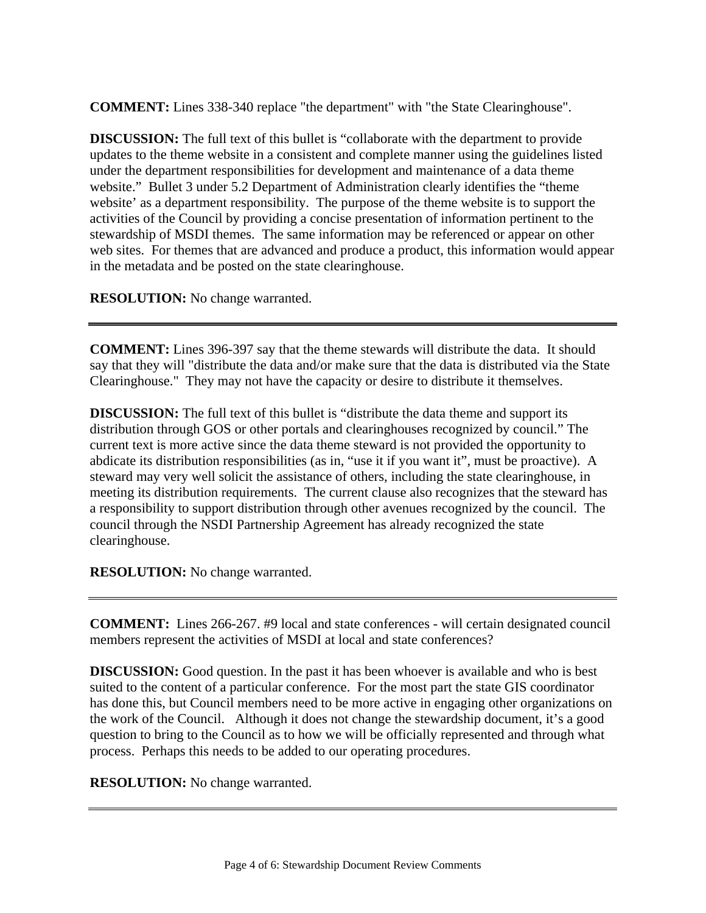**COMMENT:** Lines 338-340 replace "the department" with "the State Clearinghouse".

**DISCUSSION:** The full text of this bullet is "collaborate with the department to provide updates to the theme website in a consistent and complete manner using the guidelines listed under the department responsibilities for development and maintenance of a data theme website." Bullet 3 under 5.2 Department of Administration clearly identifies the "theme website' as a department responsibility. The purpose of the theme website is to support the activities of the Council by providing a concise presentation of information pertinent to the stewardship of MSDI themes. The same information may be referenced or appear on other web sites. For themes that are advanced and produce a product, this information would appear in the metadata and be posted on the state clearinghouse.

**RESOLUTION:** No change warranted.

---

**COMMENT:** Lines 396-397 say that the theme stewards will distribute the data. It should say that they will "distribute the data and/or make sure that the data is distributed via the State Clearinghouse." They may not have the capacity or desire to distribute it themselves.

**DISCUSSION:** The full text of this bullet is "distribute the data theme and support its distribution through GOS or other portals and clearinghouses recognized by council." The current text is more active since the data theme steward is not provided the opportunity to abdicate its distribution responsibilities (as in, "use it if you want it", must be proactive). A steward may very well solicit the assistance of others, including the state clearinghouse, in meeting its distribution requirements. The current clause also recognizes that the steward has a responsibility to support distribution through other avenues recognized by the council. The council through the NSDI Partnership Agreement has already recognized the state clearinghouse.

**RESOLUTION:** No change warranted.

---

**COMMENT:** Lines 266-267. #9 local and state conferences - will certain designated council members represent the activities of MSDI at local and state conferences?

**DISCUSSION:** Good question. In the past it has been whoever is available and who is best suited to the content of a particular conference. For the most part the state GIS coordinator has done this, but Council members need to be more active in engaging other organizations on the work of the Council. Although it does not change the stewardship document, it's a good question to bring to the Council as to how we will be officially represented and through what process. Perhaps this needs to be added to our operating procedures.

**RESOLUTION:** No change warranted.

---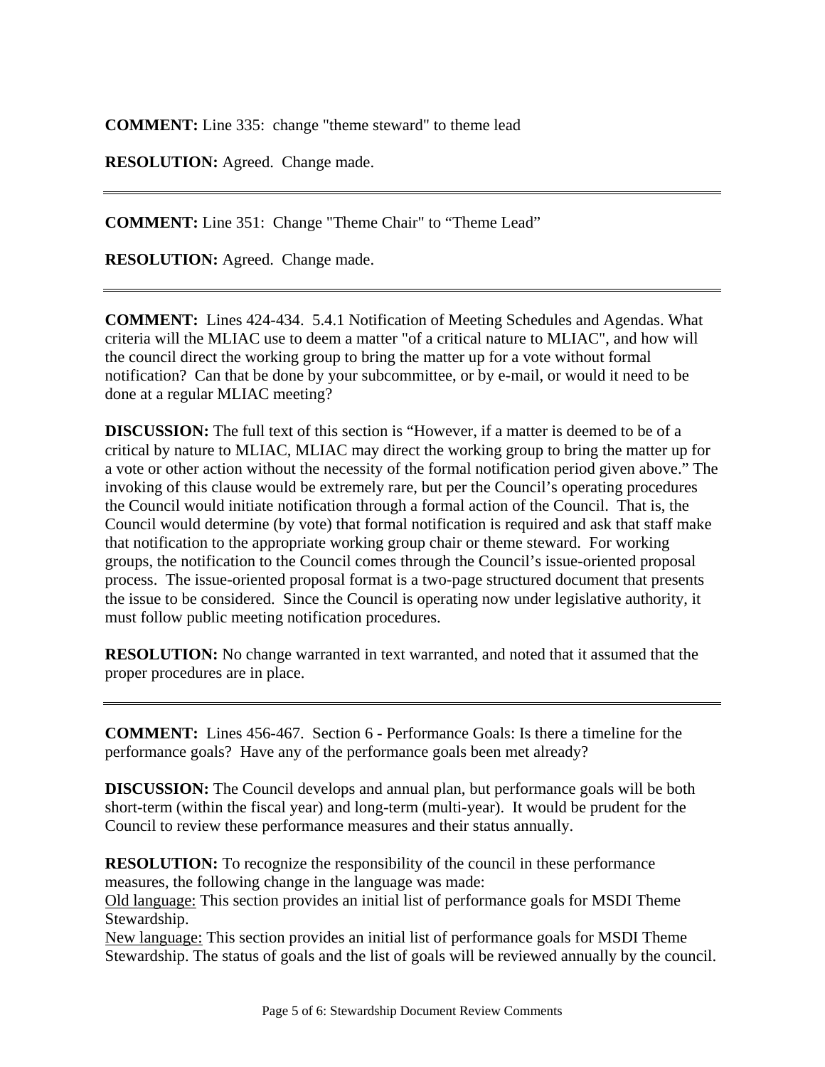**COMMENT:** Line 335: change "theme steward" to theme lead

**RESOLUTION:** Agreed. Change made.

---

**COMMENT:** Line 351: Change "Theme Chair" to “Theme Lead”

**RESOLUTION:** Agreed. Change made.

---

**COMMENT:** Lines 424-434. 5.4.1 Notification of Meeting Schedules and Agendas. What criteria will the MLIAC use to deem a matter "of a critical nature to MLIAC", and how will the council direct the working group to bring the matter up for a vote without formal notification? Can that be done by your subcommittee, or by e-mail, or would it need to be done at a regular MLIAC meeting?

**DISCUSSION:** The full text of this section is “However, if a matter is deemed to be of a critical by nature to MLIAC, MLIAC may direct the working group to bring the matter up for a vote or other action without the necessity of the formal notification period given above.” The invoking of this clause would be extremely rare, but per the Council’s operating procedures the Council would initiate notification through a formal action of the Council. That is, the Council would determine (by vote) that formal notification is required and ask that staff make that notification to the appropriate working group chair or theme steward. For working groups, the notification to the Council comes through the Council’s issue-oriented proposal process. The issue-oriented proposal format is a two-page structured document that presents the issue to be considered. Since the Council is operating now under legislative authority, it must follow public meeting notification procedures.

**RESOLUTION:** No change warranted in text warranted, and noted that it assumed that the proper procedures are in place.

---

**COMMENT:** Lines 456-467. Section 6 - Performance Goals: Is there a timeline for the performance goals? Have any of the performance goals been met already?

**DISCUSSION:** The Council develops and annual plan, but performance goals will be both short-term (within the fiscal year) and long-term (multi-year). It would be prudent for the Council to review these performance measures and their status annually.

**RESOLUTION:** To recognize the responsibility of the council in these performance measures, the following change in the language was made:
<u>Old language:</u> This section provides an initial list of performance goals for MSDI Theme Stewardship.
<u>New language:</u> This section provides an initial list of performance goals for MSDI Theme Stewardship. The status of goals and the list of goals will be reviewed annually by the council.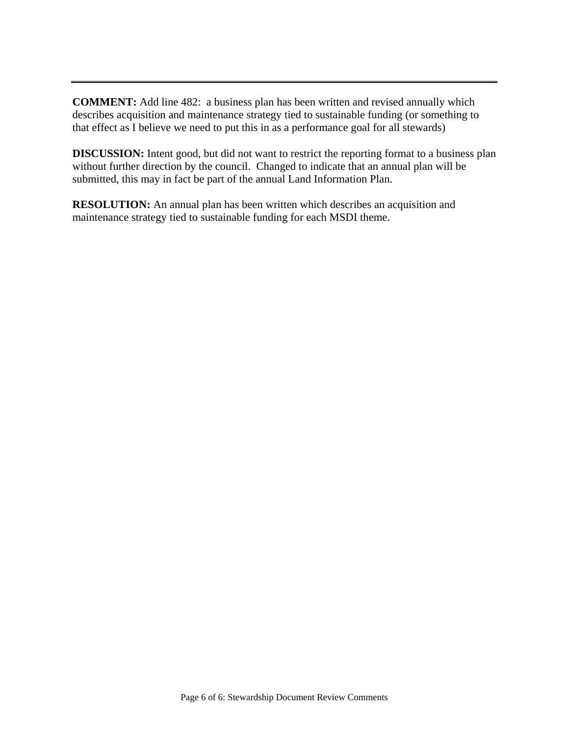**COMMENT:** Add line 482: a business plan has been written and revised annually which describes acquisition and maintenance strategy tied to sustainable funding (or something to that effect as I believe we need to put this in as a performance goal for all stewards)

**DISCUSSION:** Intent good, but did not want to restrict the reporting format to a business plan without further direction by the council. Changed to indicate that an annual plan will be submitted, this may in fact be part of the annual Land Information Plan.

**RESOLUTION:** An annual plan has been written which describes an acquisition and maintenance strategy tied to sustainable funding for each MSDI theme.